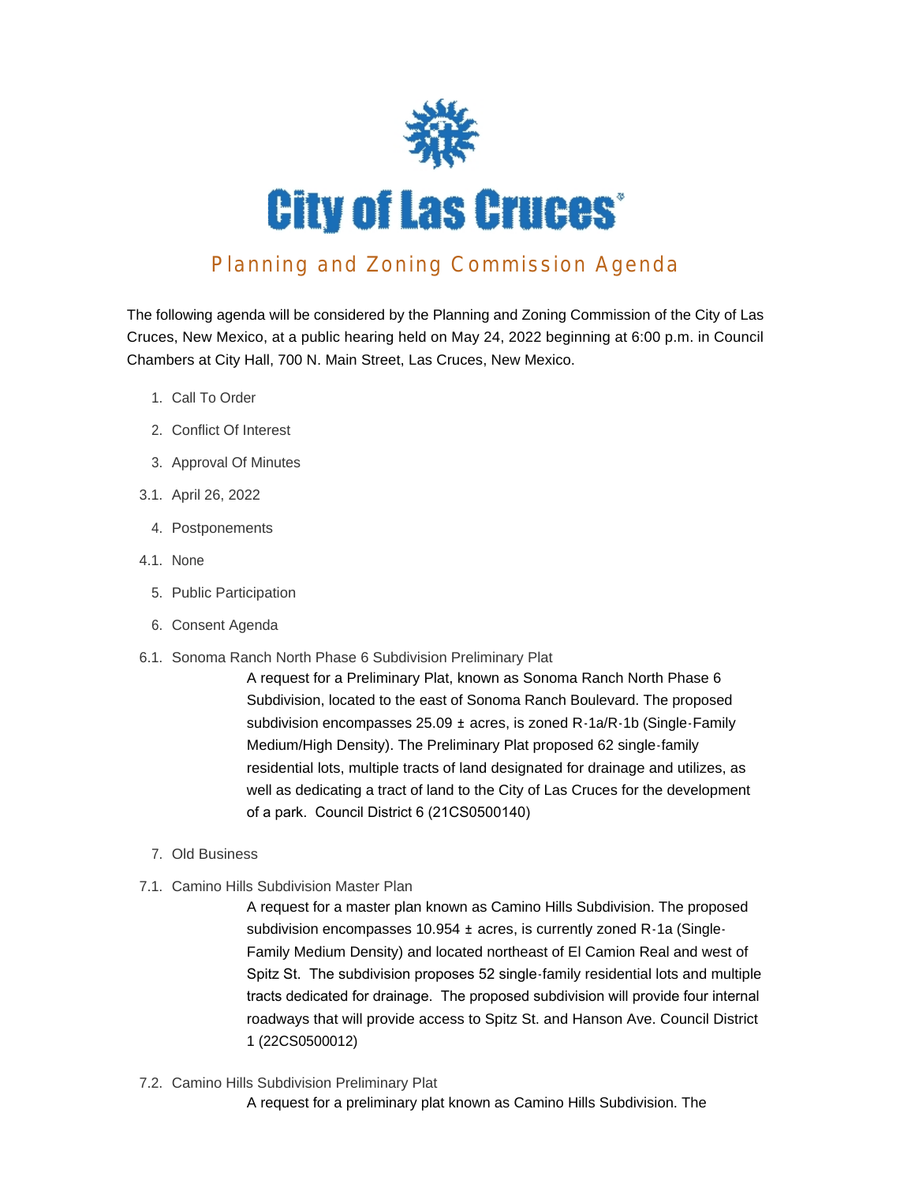# City of Las Cruces

## Planning and Zoning Commission Agenda

The following agenda will be considered by the Planning and Zoning Commission of the City of Las Cruces, New Mexico, at a public hearing held on May 24, 2022 beginning at 6:00 p.m. in Council Chambers at City Hall, 700 N. Main Street, Las Cruces, New Mexico.

1. Call To Order
2. Conflict Of Interest
3. Approval Of Minutes

3.1. April 26, 2022

4. Postponements

4.1. None

5. Public Participation
6. Consent Agenda

6.1. Sonoma Ranch North Phase 6 Subdivision Preliminary Plat

A request for a Preliminary Plat, known as Sonoma Ranch North Phase 6 Subdivision, located to the east of Sonoma Ranch Boulevard. The proposed subdivision encompasses 25.09 ± acres, is zoned R-1a/R-1b (Single-Family Medium/High Density). The Preliminary Plat proposed 62 single-family residential lots, multiple tracts of land designated for drainage and utilizes, as well as dedicating a tract of land to the City of Las Cruces for the development of a park. Council District 6 (21CS0500140)

7. Old Business

7.1. Camino Hills Subdivision Master Plan

A request for a master plan known as Camino Hills Subdivision. The proposed subdivision encompasses 10.954 ± acres, is currently zoned R-1a (Single-Family Medium Density) and located northeast of El Camion Real and west of Spitz St. The subdivision proposes 52 single-family residential lots and multiple tracts dedicated for drainage. The proposed subdivision will provide four internal roadways that will provide access to Spitz St. and Hanson Ave. Council District 1 (22CS0500012)

7.2. Camino Hills Subdivision Preliminary Plat

A request for a preliminary plat known as Camino Hills Subdivision. The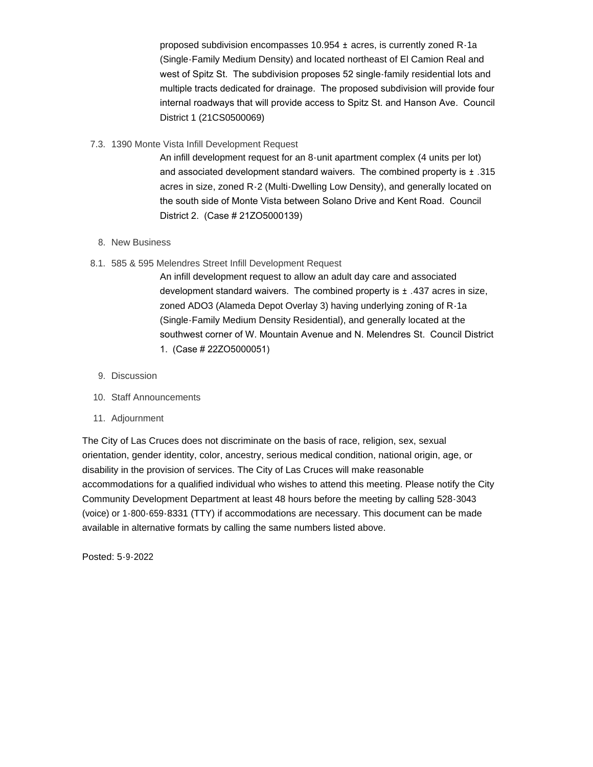proposed subdivision encompasses 10.954 ± acres, is currently zoned R-1a (Single-Family Medium Density) and located northeast of El Camion Real and west of Spitz St. The subdivision proposes 52 single-family residential lots and multiple tracts dedicated for drainage. The proposed subdivision will provide four internal roadways that will provide access to Spitz St. and Hanson Ave. Council District 1 (21CS0500069)

7.3. 1390 Monte Vista Infill Development Request

An infill development request for an 8-unit apartment complex (4 units per lot) and associated development standard waivers. The combined property is ± .315 acres in size, zoned R-2 (Multi-Dwelling Low Density), and generally located on the south side of Monte Vista between Solano Drive and Kent Road. Council District 2. (Case # 21ZO5000139)

8. New Business

8.1. 585 & 595 Melendres Street Infill Development Request

An infill development request to allow an adult day care and associated development standard waivers. The combined property is ± .437 acres in size, zoned ADO3 (Alameda Depot Overlay 3) having underlying zoning of R-1a (Single-Family Medium Density Residential), and generally located at the southwest corner of W. Mountain Avenue and N. Melendres St. Council District 1. (Case # 22ZO5000051)

9. Discussion

10. Staff Announcements

11. Adjournment

The City of Las Cruces does not discriminate on the basis of race, religion, sex, sexual orientation, gender identity, color, ancestry, serious medical condition, national origin, age, or disability in the provision of services. The City of Las Cruces will make reasonable accommodations for a qualified individual who wishes to attend this meeting. Please notify the City Community Development Department at least 48 hours before the meeting by calling 528-3043 (voice) or 1-800-659-8331 (TTY) if accommodations are necessary. This document can be made available in alternative formats by calling the same numbers listed above.

Posted: 5-9-2022